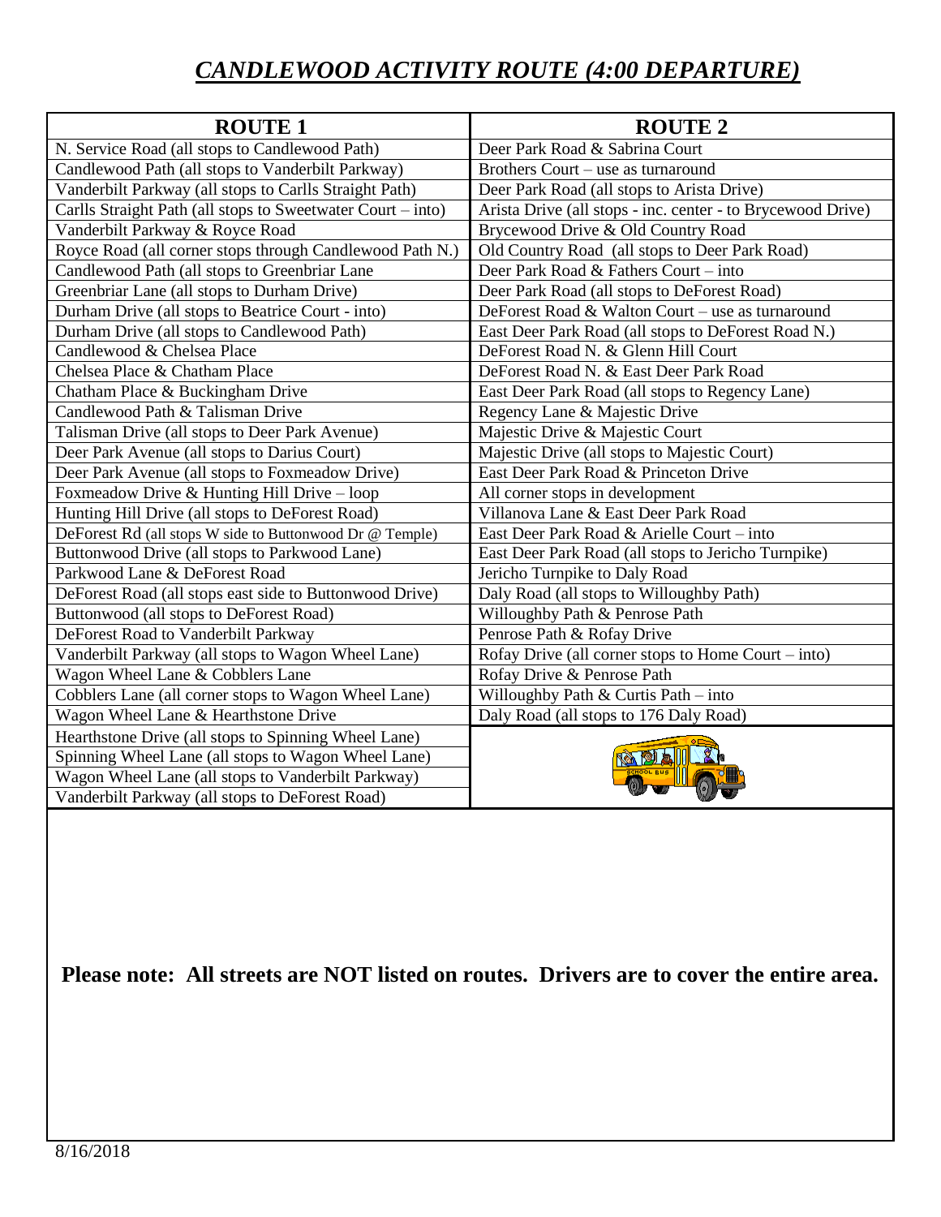# *CANDLEWOOD ACTIVITY ROUTE (4:00 DEPARTURE)*

| ROUTE 1 | ROUTE 2 |
|---|---|
| N. Service Road (all stops to Candlewood Path) | Deer Park Road & Sabrina Court |
| Candlewood Path (all stops to Vanderbilt Parkway) | Brothers Court – use as turnaround |
| Vanderbilt Parkway (all stops to Carlls Straight Path) | Deer Park Road (all stops to Arista Drive) |
| Carlls Straight Path (all stops to Sweetwater Court – into) | Arista Drive (all stops - inc. center - to Brycewood Drive) |
| Vanderbilt Parkway & Royce Road | Brycewood Drive & Old Country Road |
| Royce Road (all corner stops through Candlewood Path N.) | Old Country Road (all stops to Deer Park Road) |
| Candlewood Path (all stops to Greenbriar Lane | Deer Park Road & Fathers Court – into |
| Greenbriar Lane (all stops to Durham Drive) | Deer Park Road (all stops to DeForest Road) |
| Durham Drive (all stops to Beatrice Court - into) | DeForest Road & Walton Court – use as turnaround |
| Durham Drive (all stops to Candlewood Path) | East Deer Park Road (all stops to DeForest Road N.) |
| Candlewood & Chelsea Place | DeForest Road N. & Glenn Hill Court |
| Chelsea Place & Chatham Place | DeForest Road N. & East Deer Park Road |
| Chatham Place & Buckingham Drive | East Deer Park Road (all stops to Regency Lane) |
| Candlewood Path & Talisman Drive | Regency Lane & Majestic Drive |
| Talisman Drive (all stops to Deer Park Avenue) | Majestic Drive & Majestic Court |
| Deer Park Avenue (all stops to Darius Court) | Majestic Drive (all stops to Majestic Court) |
| Deer Park Avenue (all stops to Foxmeadow Drive) | East Deer Park Road & Princeton Drive |
| Foxmeadow Drive & Hunting Hill Drive – loop | All corner stops in development |
| Hunting Hill Drive (all stops to DeForest Road) | Villanova Lane & East Deer Park Road |
| DeForest Rd (all stops W side to Buttonwood Dr @ Temple) | East Deer Park Road & Arielle Court – into |
| Buttonwood Drive (all stops to Parkwood Lane) | East Deer Park Road (all stops to Jericho Turnpike) |
| Parkwood Lane & DeForest Road | Jericho Turnpike to Daly Road |
| DeForest Road (all stops east side to Buttonwood Drive) | Daly Road (all stops to Willoughby Path) |
| Buttonwood (all stops to DeForest Road) | Willoughby Path & Penrose Path |
| DeForest Road to Vanderbilt Parkway | Penrose Path & Rofay Drive |
| Vanderbilt Parkway (all stops to Wagon Wheel Lane) | Rofay Drive (all corner stops to Home Court – into) |
| Wagon Wheel Lane & Cobblers Lane | Rofay Drive & Penrose Path |
| Cobblers Lane (all corner stops to Wagon Wheel Lane) | Willoughby Path & Curtis Path – into |
| Wagon Wheel Lane & Hearthstone Drive | Daly Road (all stops to 176 Daly Road) |
| Hearthstone Drive (all stops to Spinning Wheel Lane) | |
| Spinning Wheel Lane (all stops to Wagon Wheel Lane) | |
| Wagon Wheel Lane (all stops to Vanderbilt Parkway) | |
| Vanderbilt Parkway (all stops to DeForest Road) | |

**Please note: All streets are NOT listed on routes. Drivers are to cover the entire area.**

8/16/2018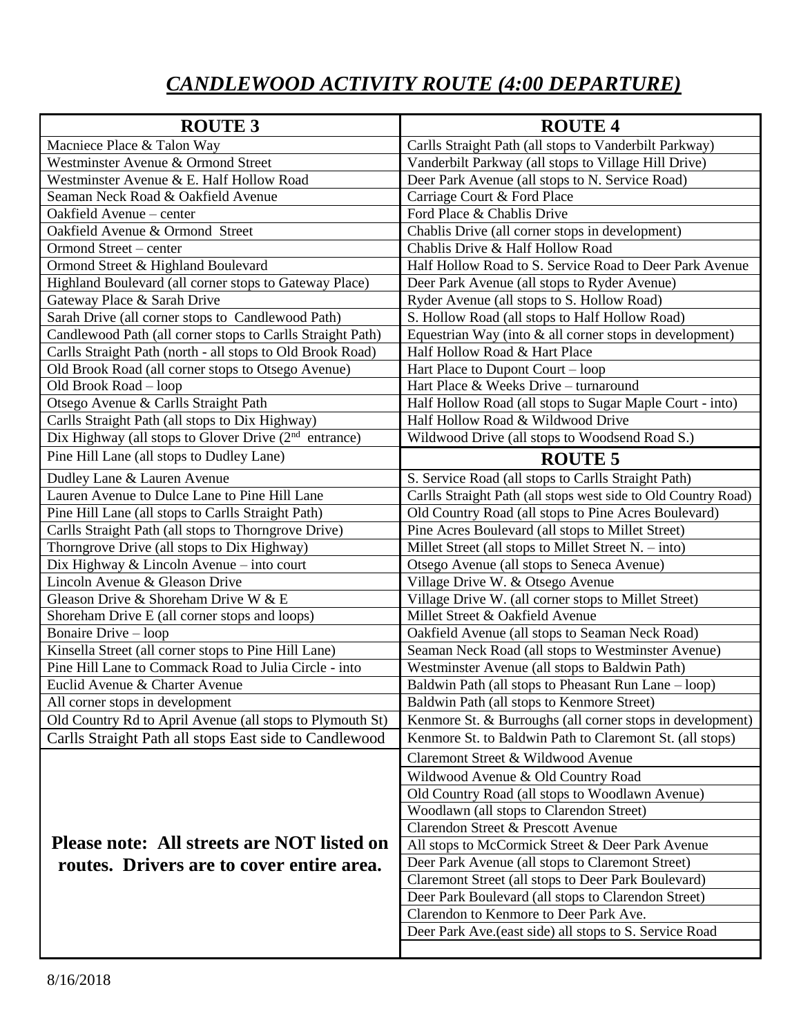# *CANDLEWOOD ACTIVITY ROUTE (4:00 DEPARTURE)*

| ROUTE 3 | ROUTE 4 |
|---|---|
| Macniece Place & Talon Way | Carlls Straight Path (all stops to Vanderbilt Parkway) |
| Westminster Avenue & Ormond Street | Vanderbilt Parkway (all stops to Village Hill Drive) |
| Westminster Avenue & E. Half Hollow Road | Deer Park Avenue (all stops to N. Service Road) |
| Seaman Neck Road & Oakfield Avenue | Carriage Court & Ford Place |
| Oakfield Avenue – center | Ford Place & Chablis Drive |
| Oakfield Avenue & Ormond Street | Chablis Drive (all corner stops in development) |
| Ormond Street – center | Chablis Drive & Half Hollow Road |
| Ormond Street & Highland Boulevard | Half Hollow Road to S. Service Road to Deer Park Avenue |
| Highland Boulevard (all corner stops to Gateway Place) | Deer Park Avenue (all stops to Ryder Avenue) |
| Gateway Place & Sarah Drive | Ryder Avenue (all stops to S. Hollow Road) |
| Sarah Drive (all corner stops to Candlewood Path) | S. Hollow Road (all stops to Half Hollow Road) |
| Candlewood Path (all corner stops to Carlls Straight Path) | Equestrian Way (into & all corner stops in development) |
| Carlls Straight Path (north - all stops to Old Brook Road) | Half Hollow Road & Hart Place |
| Old Brook Road (all corner stops to Otsego Avenue) | Hart Place to Dupont Court – loop |
| Old Brook Road – loop | Hart Place & Weeks Drive – turnaround |
| Otsego Avenue & Carlls Straight Path | Half Hollow Road (all stops to Sugar Maple Court - into) |
| Carlls Straight Path (all stops to Dix Highway) | Half Hollow Road & Wildwood Drive |
| Dix Highway (all stops to Glover Drive (2nd entrance) | Wildwood Drive (all stops to Woodsend Road S.) |
| Pine Hill Lane (all stops to Dudley Lane) | **ROUTE 5** |
| Dudley Lane & Lauren Avenue | S. Service Road (all stops to Carlls Straight Path) |
| Lauren Avenue to Dulce Lane to Pine Hill Lane | Carlls Straight Path (all stops west side to Old Country Road) |
| Pine Hill Lane (all stops to Carlls Straight Path) | Old Country Road (all stops to Pine Acres Boulevard) |
| Carlls Straight Path (all stops to Thorngrove Drive) | Pine Acres Boulevard (all stops to Millet Street) |
| Thorngrove Drive (all stops to Dix Highway) | Millet Street (all stops to Millet Street N. – into) |
| Dix Highway & Lincoln Avenue – into court | Otsego Avenue (all stops to Seneca Avenue) |
| Lincoln Avenue & Gleason Drive | Village Drive W. & Otsego Avenue |
| Gleason Drive & Shoreham Drive W & E | Village Drive W. (all corner stops to Millet Street) |
| Shoreham Drive E (all corner stops and loops) | Millet Street & Oakfield Avenue |
| Bonaire Drive – loop | Oakfield Avenue (all stops to Seaman Neck Road) |
| Kinsella Street (all corner stops to Pine Hill Lane) | Seaman Neck Road (all stops to Westminster Avenue) |
| Pine Hill Lane to Commack Road to Julia Circle - into | Westminster Avenue (all stops to Baldwin Path) |
| Euclid Avenue & Charter Avenue | Baldwin Path (all stops to Pheasant Run Lane – loop) |
| All corner stops in development | Baldwin Path (all stops to Kenmore Street) |
| Old Country Rd to April Avenue (all stops to Plymouth St) | Kenmore St. & Burroughs (all corner stops in development) |
| Carlls Straight Path all stops East side to Candlewood | Kenmore St. to Baldwin Path to Claremont St. (all stops) |
| | Claremont Street & Wildwood Avenue |
| | Wildwood Avenue & Old Country Road |
| | Old Country Road (all stops to Woodlawn Avenue) |
| | Woodlawn (all stops to Clarendon Street) |
| | Clarendon Street & Prescott Avenue |
| **Please note: All streets are NOT listed on routes. Drivers are to cover entire area.** | All stops to McCormick Street & Deer Park Avenue |
| | Deer Park Avenue (all stops to Claremont Street) |
| | Claremont Street (all stops to Deer Park Boulevard) |
| | Deer Park Boulevard (all stops to Clarendon Street) |
| | Clarendon to Kenmore to Deer Park Ave. |
| | Deer Park Ave.(east side) all stops to S. Service Road |

8/16/2018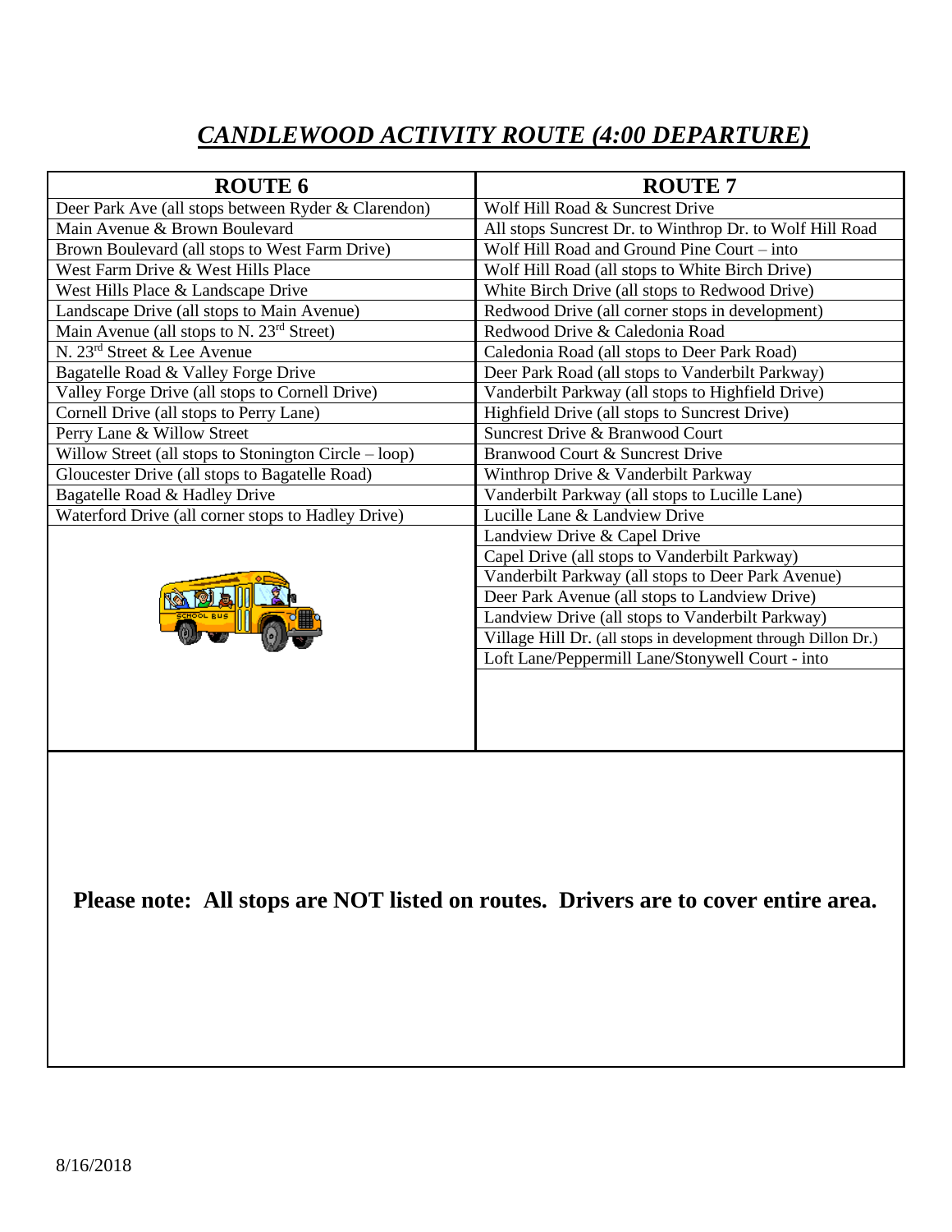# *CANDLEWOOD ACTIVITY ROUTE (4:00 DEPARTURE)*

| ROUTE 6 | ROUTE 7 |
|---|---|
| Deer Park Ave (all stops between Ryder & Clarendon) | Wolf Hill Road & Suncrest Drive |
| Main Avenue & Brown Boulevard | All stops Suncrest Dr. to Winthrop Dr. to Wolf Hill Road |
| Brown Boulevard (all stops to West Farm Drive) | Wolf Hill Road and Ground Pine Court – into |
| West Farm Drive & West Hills Place | Wolf Hill Road (all stops to White Birch Drive) |
| West Hills Place & Landscape Drive | White Birch Drive (all stops to Redwood Drive) |
| Landscape Drive (all stops to Main Avenue) | Redwood Drive (all corner stops in development) |
| Main Avenue (all stops to N. 23rd Street) | Redwood Drive & Caledonia Road |
| N. 23rd Street & Lee Avenue | Caledonia Road (all stops to Deer Park Road) |
| Bagatelle Road & Valley Forge Drive | Deer Park Road (all stops to Vanderbilt Parkway) |
| Valley Forge Drive (all stops to Cornell Drive) | Vanderbilt Parkway (all stops to Highfield Drive) |
| Cornell Drive (all stops to Perry Lane) | Highfield Drive (all stops to Suncrest Drive) |
| Perry Lane & Willow Street | Suncrest Drive & Branwood Court |
| Willow Street (all stops to Stonington Circle – loop) | Branwood Court & Suncrest Drive |
| Gloucester Drive (all stops to Bagatelle Road) | Winthrop Drive & Vanderbilt Parkway |
| Bagatelle Road & Hadley Drive | Vanderbilt Parkway (all stops to Lucille Lane) |
| Waterford Drive (all corner stops to Hadley Drive) | Lucille Lane & Landview Drive |
| | Landview Drive & Capel Drive |
| | Capel Drive (all stops to Vanderbilt Parkway) |
| | Vanderbilt Parkway (all stops to Deer Park Avenue) |
| | Deer Park Avenue (all stops to Landview Drive) |
| | Landview Drive (all stops to Vanderbilt Parkway) |
| | Village Hill Dr. (all stops in development through Dillon Dr.) |
| | Loft Lane/Peppermill Lane/Stonywell Court - into |

**Please note: All stops are NOT listed on routes. Drivers are to cover entire area.**

8/16/2018